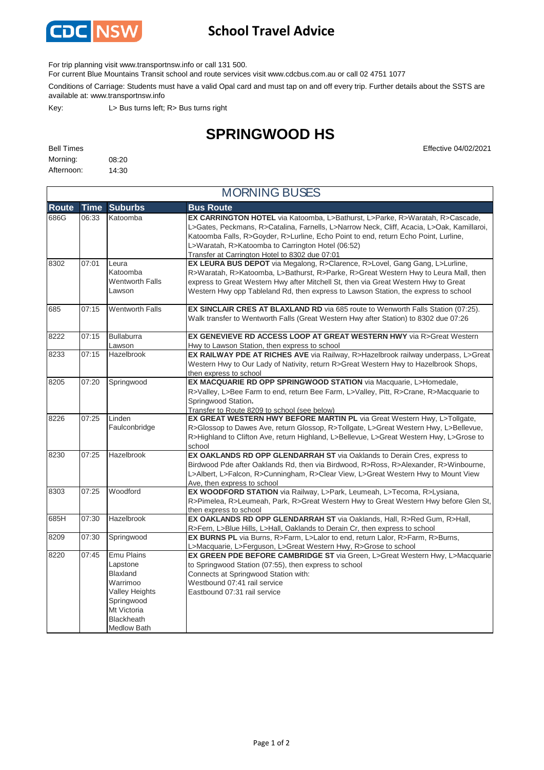# School Travel Advice

For trip planning visit www.transportnsw.info or call 131 500.

For current Blue Mountains Transit school and route services visit www.cdcbus.com.au or call 02 4751 1077

Conditions of Carriage: Students must have a valid Opal card and must tap on and off every trip. Further details about the SSTS are available at: www.transportnsw.info

Key: L> Bus turns left; R> Bus turns right

## SPRINGWOOD HS

Effective 04/02/2021

Bell Times

Morning: 08:20

Afternoon: 14:30

### MORNING BUSES

| Route | Time | Suburbs | Bus Route |
|---|---|---|---|
| 686G | 06:33 | Katoomba | **EX CARRINGTON HOTEL** via Katoomba, L>Bathurst, L>Parke, R>Waratah, R>Cascade, L>Gates, Peckmans, R>Catalina, Farnells, L>Narrow Neck, Cliff, Acacia, L>Oak, Kamillaroi, Katoomba Falls, R>Goyder, R>Lurline, Echo Point to end, return Echo Point, Lurline, L>Waratah, R>Katoomba to Carrington Hotel (06:52) Transfer at Carrington Hotel to 8302 due 07:01 |
| 8302 | 07:01 | Leura<br>Katoomba<br>Wentworth Falls<br>Lawson | **EX LEURA BUS DEPOT** via Megalong, R>Clarence, R>Lovel, Gang Gang, L>Lurline, R>Waratah, R>Katoomba, L>Bathurst, R>Parke, R>Great Western Hwy to Leura Mall, then express to Great Western Hwy after Mitchell St, then via Great Western Hwy to Great Western Hwy opp Tableland Rd, then express to Lawson Station, the express to school |
| 685 | 07:15 | Wentworth Falls | **EX SINCLAIR CRES AT BLAXLAND RD** via 685 route to Wenworth Falls Station (07:25). Walk transfer to Wentworth Falls (Great Western Hwy after Station) to 8302 due 07:26 |
| 8222 | 07:15 | Bullaburra<br>Lawson | **EX GENEVIEVE RD ACCESS LOOP AT GREAT WESTERN HWY** via R>Great Western Hwy to Lawson Station, then express to school |
| 8233 | 07:15 | Hazelbrook | **EX RAILWAY PDE AT RICHES AVE** via Railway, R>Hazelbrook railway underpass, L>Great Western Hwy to Our Lady of Nativity, return R>Great Western Hwy to Hazelbrook Shops, then express to school |
| 8205 | 07:20 | Springwood | **EX MACQUARIE RD OPP SPRINGWOOD STATION** via Macquarie, L>Homedale, R>Valley, L>Bee Farm to end, return Bee Farm, L>Valley, Pitt, R>Crane, R>Macquarie to Springwood Station**.** Transfer to Route 8209 to school (see below) |
| 8226 | 07:25 | Linden<br>Faulconbridge | **EX GREAT WESTERN HWY BEFORE MARTIN PL** via Great Western Hwy, L>Tollgate, R>Glossop to Dawes Ave, return Glossop, R>Tollgate, L>Great Western Hwy, L>Bellevue, R>Highland to Clifton Ave, return Highland, L>Bellevue, L>Great Western Hwy, L>Grose to school |
| 8230 | 07:25 | Hazelbrook | **EX OAKLANDS RD OPP GLENDARRAH ST** via Oaklands to Derain Cres, express to Birdwood Pde after Oaklands Rd, then via Birdwood, R>Ross, R>Alexander, R>Winbourne, L>Albert, L>Falcon, R>Cunningham, R>Clear View, L>Great Western Hwy to Mount View Ave, then express to school |
| 8303 | 07:25 | Woodford | **EX WOODFORD STATION** via Railway, L>Park, Leumeah, L>Tecoma, R>Lysiana, R>Pimelea, R>Leumeah, Park, R>Great Western Hwy to Great Western Hwy before Glen St, then express to school |
| 685H | 07:30 | Hazelbrook | **EX OAKLANDS RD OPP GLENDARRAH ST** via Oaklands, Hall, R>Red Gum, R>Hall, R>Fern, L>Blue Hills, L>Hall, Oaklands to Derain Cr, then express to school |
| 8209 | 07:30 | Springwood | **EX BURNS PL** via Burns, R>Farm, L>Lalor to end, return Lalor, R>Farm, R>Burns, L>Macquarie, L>Ferguson, L>Great Western Hwy, R>Grose to school |
| 8220 | 07:45 | Emu Plains<br>Lapstone<br>Blaxland<br>Warrimoo<br>Valley Heights<br>Springwood<br>Mt Victoria<br>Blackheath<br>Medlow Bath | **EX GREEN PDE BEFORE CAMBRIDGE ST** via Green, L>Great Western Hwy, L>Macquarie to Springwood Station (07:55), then express to school<br>Connects at Springwood Station with:<br>Westbound 07:41 rail service<br>Eastbound 07:31 rail service |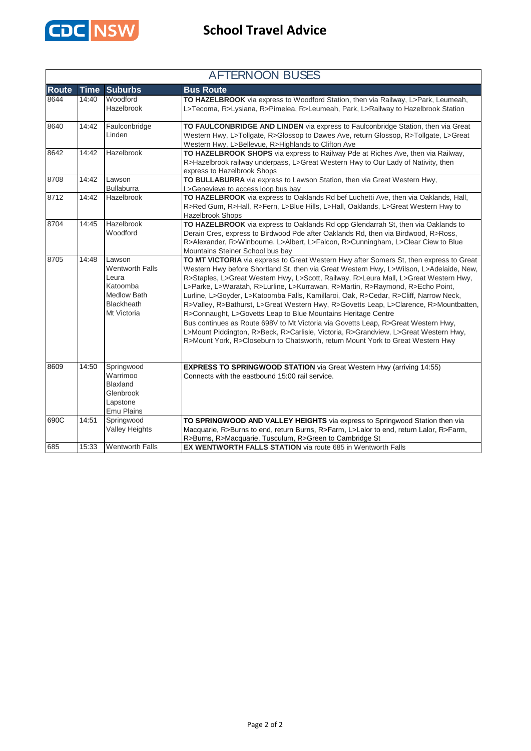# School Travel Advice

## AFTERNOON BUSES

| Route | Time | Suburbs | Bus Route |
|---|---|---|---|
| 8644 | 14:40 | Woodford<br>Hazelbrook | **TO HAZELBROOK** via express to Woodford Station, then via Railway, L>Park, Leumeah, L>Tecoma, R>Lysiana, R>Pimelea, R>Leumeah, Park, L>Railway to Hazelbrook Station |
| 8640 | 14:42 | Faulconbridge<br>Linden | **TO FAULCONBRIDGE AND LINDEN** via express to Faulconbridge Station, then via Great Western Hwy, L>Tollgate, R>Glossop to Dawes Ave, return Glossop, R>Tollgate, L>Great Western Hwy, L>Bellevue, R>Highlands to Clifton Ave |
| 8642 | 14:42 | Hazelbrook | **TO HAZELBROOK SHOPS** via express to Railway Pde at Riches Ave, then via Railway, R>Hazelbrook railway underpass, L>Great Western Hwy to Our Lady of Nativity, then express to Hazelbrook Shops |
| 8708 | 14:42 | Lawson<br>Bullaburra | **TO BULLABURRA** via express to Lawson Station, then via Great Western Hwy, L>Genevieve to access loop bus bay |
| 8712 | 14:42 | Hazelbrook | **TO HAZELBROOK** via express to Oaklands Rd bef Luchetti Ave, then via Oaklands, Hall, R>Red Gum, R>Hall, R>Fern, L>Blue Hills, L>Hall, Oaklands, L>Great Western Hwy to Hazelbrook Shops |
| 8704 | 14:45 | Hazelbrook<br>Woodford | **TO HAZELBROOK** via express to Oaklands Rd opp Glendarrah St, then via Oaklands to Derain Cres, express to Birdwood Pde after Oaklands Rd, then via Birdwood, R>Ross, R>Alexander, R>Winbourne, L>Albert, L>Falcon, R>Cunningham, L>Clear Ciew to Blue Mountains Steiner School bus bay |
| 8705 | 14:48 | Lawson<br>Wentworth Falls<br>Leura<br>Katoomba<br>Medlow Bath<br>Blackheath<br>Mt Victoria | **TO MT VICTORIA** via express to Great Western Hwy after Somers St, then express to Great Western Hwy before Shortland St, then via Great Western Hwy, L>Wilson, L>Adelaide, New, R>Staples, L>Great Western Hwy, L>Scott, Railway, R>Leura Mall, L>Great Western Hwy, L>Parke, L>Waratah, R>Lurline, L>Kurrawan, R>Martin, R>Raymond, R>Echo Point, Lurline, L>Goyder, L>Katoomba Falls, Kamillaroi, Oak, R>Cedar, R>Cliff, Narrow Neck, R>Valley, R>Bathurst, L>Great Western Hwy, R>Govetts Leap, L>Clarence, R>Mountbatten, R>Connaught, L>Govetts Leap to Blue Mountains Heritage Centre<br>Bus continues as Route 698V to Mt Victoria via Govetts Leap, R>Great Western Hwy, L>Mount Piddington, R>Beck, R>Carlisle, Victoria, R>Grandview, L>Great Western Hwy, R>Mount York, R>Closeburn to Chatsworth, return Mount York to Great Western Hwy |
| 8609 | 14:50 | Springwood<br>Warrimoo<br>Blaxland<br>Glenbrook<br>Lapstone<br>Emu Plains | **EXPRESS TO SPRINGWOOD STATION** via Great Western Hwy (arriving 14:55)<br>Connects with the eastbound 15:00 rail service. |
| 690C | 14:51 | Springwood<br>Valley Heights | **TO SPRINGWOOD AND VALLEY HEIGHTS** via express to Springwood Station then via Macquarie, R>Burns to end, return Burns, R>Farm, L>Lalor to end, return Lalor, R>Farm, R>Burns, R>Macquarie, Tusculum, R>Green to Cambridge St |
| 685 | 15:33 | Wentworth Falls | **EX WENTWORTH FALLS STATION** via route 685 in Wentworth Falls |